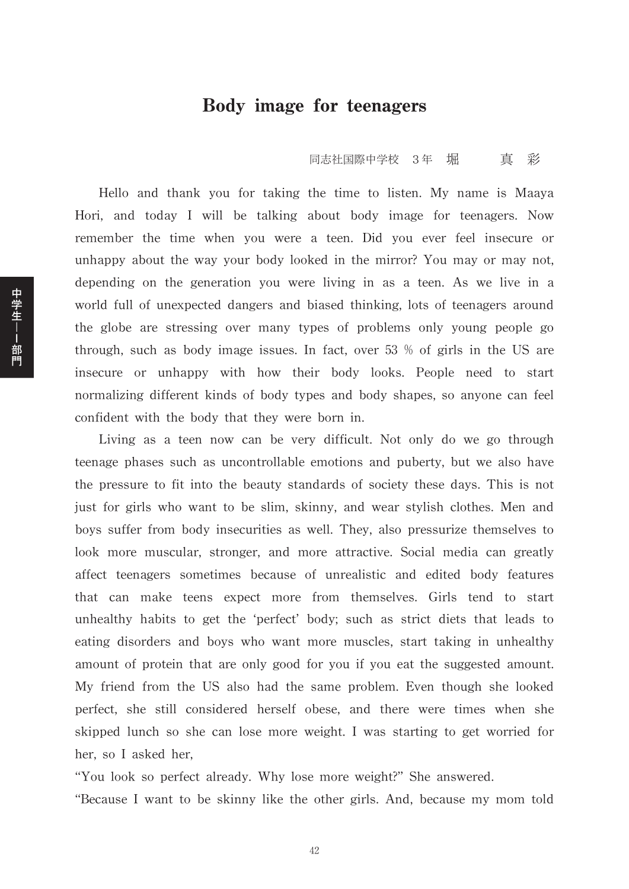# Body image for teenagers

同志社国際中学校　3年　堀　　真彩

Hello and thank you for taking the time to listen. My name is Maaya Hori, and today I will be talking about body image for teenagers. Now remember the time when you were a teen. Did you ever feel insecure or unhappy about the way your body looked in the mirror? You may or may not, depending on the generation you were living in as a teen. As we live in a world full of unexpected dangers and biased thinking, lots of teenagers around the globe are stressing over many types of problems only young people go through, such as body image issues. In fact, over 53 % of girls in the US are insecure or unhappy with how their body looks. People need to start normalizing different kinds of body types and body shapes, so anyone can feel confident with the body that they were born in.

Living as a teen now can be very difficult. Not only do we go through teenage phases such as uncontrollable emotions and puberty, but we also have the pressure to fit into the beauty standards of society these days. This is not just for girls who want to be slim, skinny, and wear stylish clothes. Men and boys suffer from body insecurities as well. They, also pressurize themselves to look more muscular, stronger, and more attractive. Social media can greatly affect teenagers sometimes because of unrealistic and edited body features that can make teens expect more from themselves. Girls tend to start unhealthy habits to get the 'perfect' body; such as strict diets that leads to eating disorders and boys who want more muscles, start taking in unhealthy amount of protein that are only good for you if you eat the suggested amount. My friend from the US also had the same problem. Even though she looked perfect, she still considered herself obese, and there were times when she skipped lunch so she can lose more weight. I was starting to get worried for her, so I asked her,

"You look so perfect already. Why lose more weight?" She answered.

"Because I want to be skinny like the other girls. And, because my mom told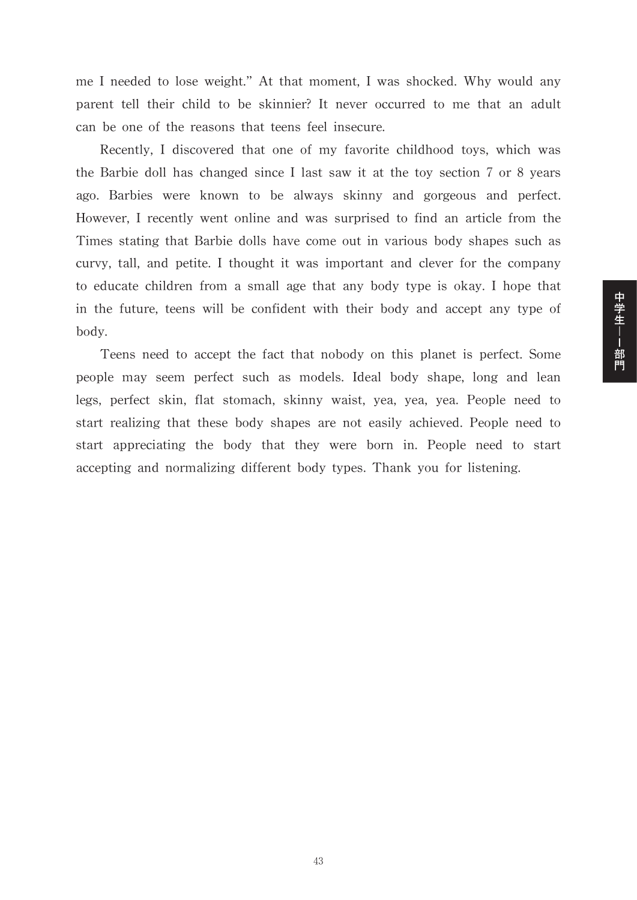me I needed to lose weight." At that moment, I was shocked. Why would any parent tell their child to be skinnier? It never occurred to me that an adult can be one of the reasons that teens feel insecure.

Recently, I discovered that one of my favorite childhood toys, which was the Barbie doll has changed since I last saw it at the toy section 7 or 8 years ago. Barbies were known to be always skinny and gorgeous and perfect. However, I recently went online and was surprised to find an article from the Times stating that Barbie dolls have come out in various body shapes such as curvy, tall, and petite. I thought it was important and clever for the company to educate children from a small age that any body type is okay. I hope that in the future, teens will be confident with their body and accept any type of body.

Teens need to accept the fact that nobody on this planet is perfect. Some people may seem perfect such as models. Ideal body shape, long and lean legs, perfect skin, flat stomach, skinny waist, yea, yea, yea. People need to start realizing that these body shapes are not easily achieved. People need to start appreciating the body that they were born in. People need to start accepting and normalizing different body types. Thank you for listening.